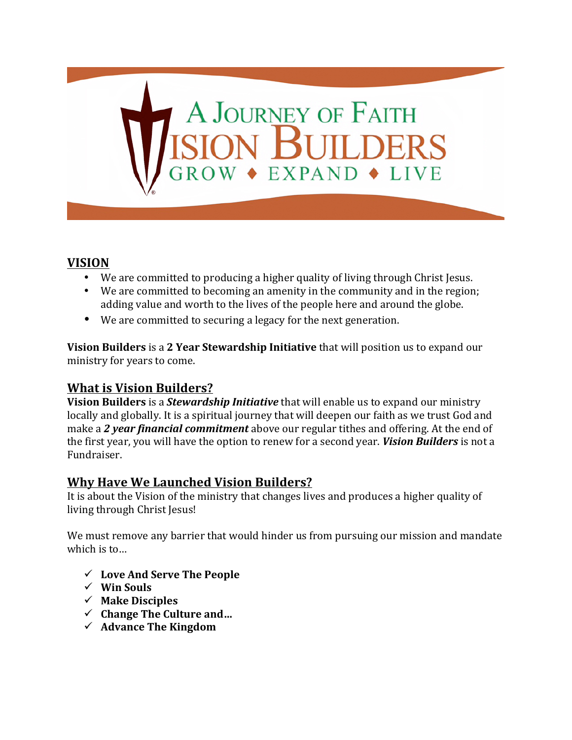# A Journey of Faith Vision Builders

GROW ♦ EXPAND ♦ LIVE

## VISION

- We are committed to producing a higher quality of living through Christ Jesus.
- We are committed to becoming an amenity in the community and in the region; adding value and worth to the lives of the people here and around the globe.
- We are committed to securing a legacy for the next generation.

**Vision Builders** is a **2 Year Stewardship Initiative** that will position us to expand our ministry for years to come.

## What is Vision Builders?

**Vision Builders** is a ***Stewardship Initiative*** that will enable us to expand our ministry locally and globally. It is a spiritual journey that will deepen our faith as we trust God and make a ***2 year financial commitment*** above our regular tithes and offering. At the end of the first year, you will have the option to renew for a second year. ***Vision Builders*** is not a Fundraiser.

## Why Have We Launched Vision Builders?

It is about the Vision of the ministry that changes lives and produces a higher quality of living through Christ Jesus!

We must remove any barrier that would hinder us from pursuing our mission and mandate which is to…

- ✓ **Love And Serve The People**
- ✓ **Win Souls**
- ✓ **Make Disciples**
- ✓ **Change The Culture and…**
- ✓ **Advance The Kingdom**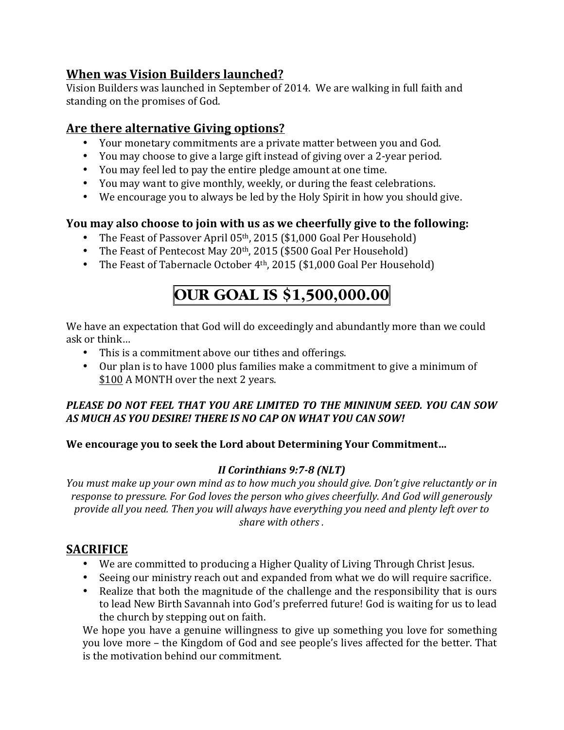## When was Vision Builders launched?

Vision Builders was launched in September of 2014. We are walking in full faith and standing on the promises of God.

## Are there alternative Giving options?

- Your monetary commitments are a private matter between you and God.
- You may choose to give a large gift instead of giving over a 2-year period.
- You may feel led to pay the entire pledge amount at one time.
- You may want to give monthly, weekly, or during the feast celebrations.
- We encourage you to always be led by the Holy Spirit in how you should give.

### You may also choose to join with us as we cheerfully give to the following:

- The Feast of Passover April 05th, 2015 ($1,000 Goal Per Household)
- The Feast of Pentecost May 20th, 2015 ($500 Goal Per Household)
- The Feast of Tabernacle October 4th, 2015 ($1,000 Goal Per Household)

# OUR GOAL IS $1,500,000.00

We have an expectation that God will do exceedingly and abundantly more than we could ask or think…

- This is a commitment above our tithes and offerings.
- Our plan is to have 1000 plus families make a commitment to give a minimum of $100 A MONTH over the next 2 years.

***PLEASE DO NOT FEEL THAT YOU ARE LIMITED TO THE MININUM SEED. YOU CAN SOW AS MUCH AS YOU DESIRE! THERE IS NO CAP ON WHAT YOU CAN SOW!***

**We encourage you to seek the Lord about Determining Your Commitment…**

***II Corinthians 9:7-8 (NLT)***

*You must make up your own mind as to how much you should give. Don't give reluctantly or in response to pressure. For God loves the person who gives cheerfully. And God will generously provide all you need. Then you will always have everything you need and plenty left over to share with others .*

## SACRIFICE

- We are committed to producing a Higher Quality of Living Through Christ Jesus.
- Seeing our ministry reach out and expanded from what we do will require sacrifice.
- Realize that both the magnitude of the challenge and the responsibility that is ours to lead New Birth Savannah into God's preferred future! God is waiting for us to lead the church by stepping out on faith.

We hope you have a genuine willingness to give up something you love for something you love more – the Kingdom of God and see people's lives affected for the better. That is the motivation behind our commitment.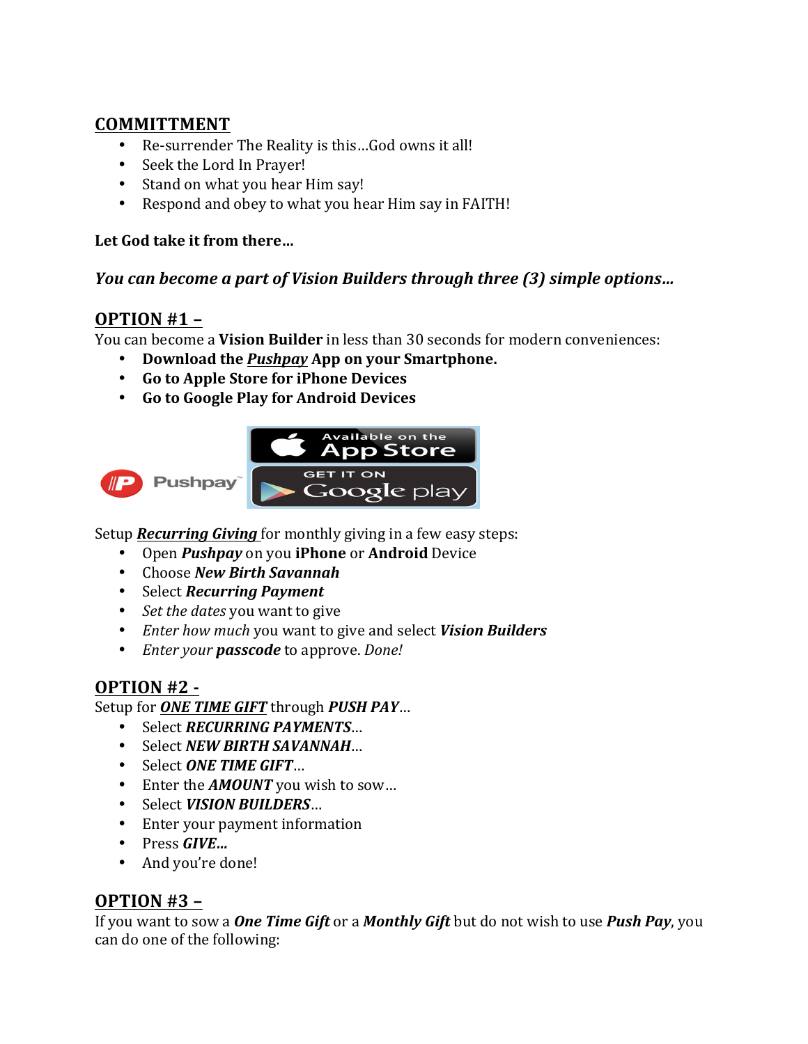## COMMITTMENT

- Re-surrender The Reality is this…God owns it all!
- Seek the Lord In Prayer!
- Stand on what you hear Him say!
- Respond and obey to what you hear Him say in FAITH!

**Let God take it from there…**

***You can become a part of Vision Builders through three (3) simple options…***

## OPTION #1 –

You can become a **Vision Builder** in less than 30 seconds for modern conveniences:

- **Download the *Pushpay* App on your Smartphone.**
- **Go to Apple Store for iPhone Devices**
- **Go to Google Play for Android Devices**

Setup ***Recurring Giving*** for monthly giving in a few easy steps:

- Open ***Pushpay*** on you **iPhone** or **Android** Device
- Choose ***New Birth Savannah***
- Select ***Recurring Payment***
- *Set the dates* you want to give
- *Enter how much* you want to give and select ***Vision Builders***
- *Enter your* **passcode** to approve. *Done!*

## OPTION #2 -

Setup for ***ONE TIME GIFT*** through ***PUSH PAY***…

- Select ***RECURRING PAYMENTS***…
- Select ***NEW BIRTH SAVANNAH***…
- Select ***ONE TIME GIFT***…
- Enter the ***AMOUNT*** you wish to sow…
- Select ***VISION BUILDERS***…
- Enter your payment information
- Press ***GIVE…***
- And you're done!

## OPTION #3 –

If you want to sow a ***One Time Gift*** or a ***Monthly Gift*** but do not wish to use ***Push Pay***, you can do one of the following: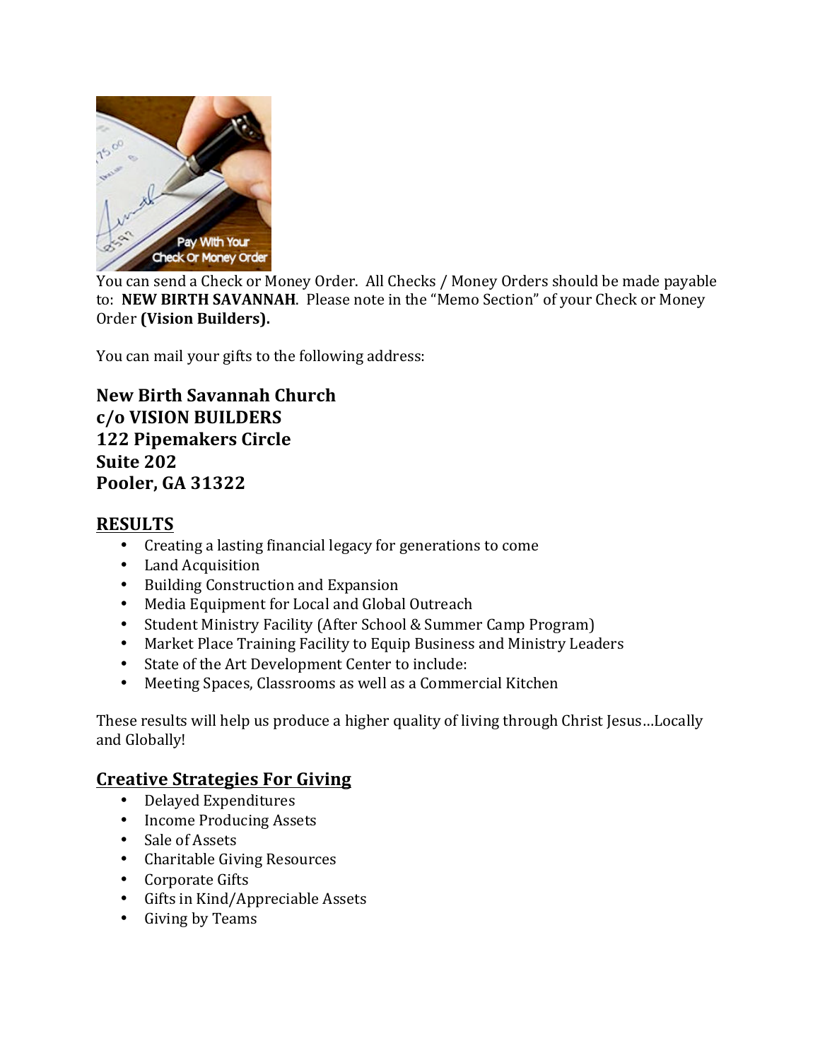You can send a Check or Money Order. All Checks / Money Orders should be made payable to: **NEW BIRTH SAVANNAH**. Please note in the "Memo Section" of your Check or Money Order **(Vision Builders).**

You can mail your gifts to the following address:

**New Birth Savannah Church**
**c/o VISION BUILDERS**
**122 Pipemakers Circle**
**Suite 202**
**Pooler, GA 31322**

## RESULTS

- Creating a lasting financial legacy for generations to come
- Land Acquisition
- Building Construction and Expansion
- Media Equipment for Local and Global Outreach
- Student Ministry Facility (After School & Summer Camp Program)
- Market Place Training Facility to Equip Business and Ministry Leaders
- State of the Art Development Center to include:
- Meeting Spaces, Classrooms as well as a Commercial Kitchen

These results will help us produce a higher quality of living through Christ Jesus…Locally and Globally!

## Creative Strategies For Giving

- Delayed Expenditures
- Income Producing Assets
- Sale of Assets
- Charitable Giving Resources
- Corporate Gifts
- Gifts in Kind/Appreciable Assets
- Giving by Teams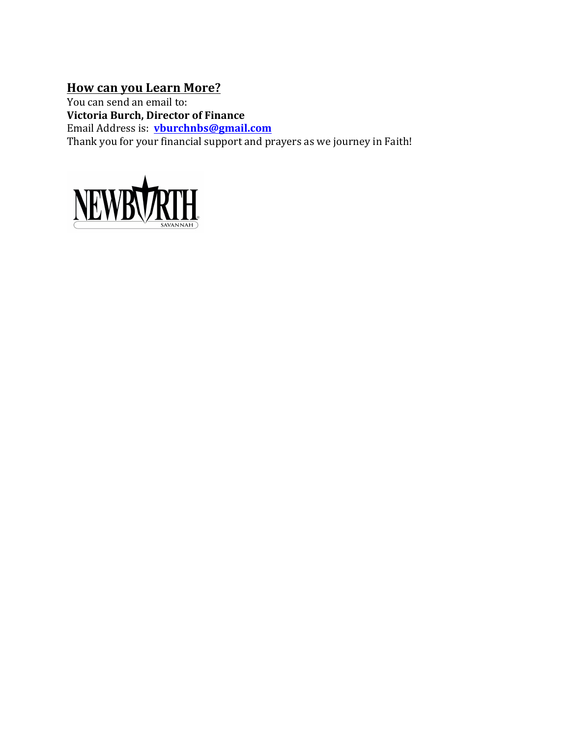## How can you Learn More?

You can send an email to:
**Victoria Burch, Director of Finance**
Email Address is: **vburchnbs@gmail.com**
Thank you for your financial support and prayers as we journey in Faith!

NEWBIRTH
SAVANNAH